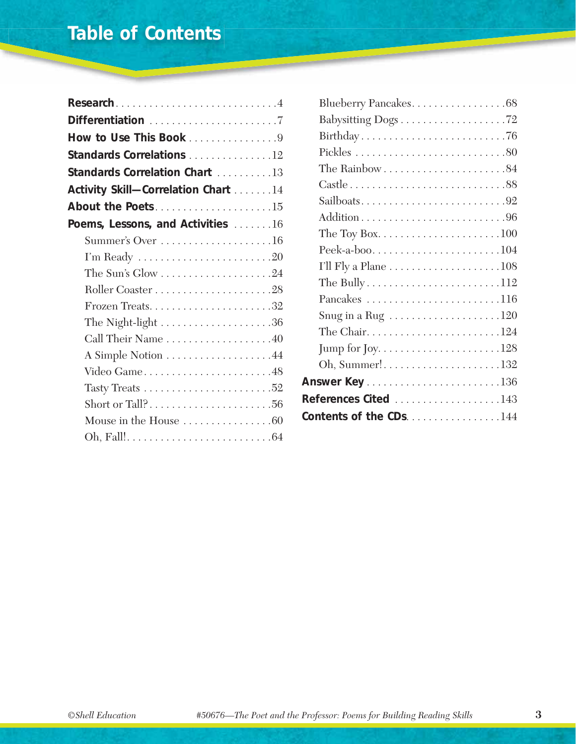# Table of Contents

**Research** . . . . . . . . . . . . . . . . . . . . . . . . . . . . .4
**Differentiation** . . . . . . . . . . . . . . . . . . . . . . . .7
**How to Use This Book** . . . . . . . . . . . . . . . .9
**Standards Correlations** . . . . . . . . . . . . . . .12
**Standards Correlation Chart** . . . . . . . . . .13
**Activity Skill—Correlation Chart** . . . . . . .14
**About the Poets** . . . . . . . . . . . . . . . . . . . . .15
**Poems, Lessons, and Activities** . . . . . . .16

- Summer's Over . . . . . . . . . . . . . . . . . . . .16
- I'm Ready . . . . . . . . . . . . . . . . . . . . . . . .20
- The Sun's Glow . . . . . . . . . . . . . . . . . . . .24
- Roller Coaster . . . . . . . . . . . . . . . . . . . . .28
- Frozen Treats. . . . . . . . . . . . . . . . . . . . . .32
- The Night-light . . . . . . . . . . . . . . . . . . . .36
- Call Their Name . . . . . . . . . . . . . . . . . . .40
- A Simple Notion . . . . . . . . . . . . . . . . . . .44
- Video Game . . . . . . . . . . . . . . . . . . . . . . .48
- Tasty Treats . . . . . . . . . . . . . . . . . . . . . . .52
- Short or Tall? . . . . . . . . . . . . . . . . . . . . . .56
- Mouse in the House . . . . . . . . . . . . . . . .60
- Oh, Fall! . . . . . . . . . . . . . . . . . . . . . . . . . .64
- Blueberry Pancakes. . . . . . . . . . . . . . . . .68
- Babysitting Dogs . . . . . . . . . . . . . . . . . . .72
- Birthday . . . . . . . . . . . . . . . . . . . . . . . . . .76
- Pickles . . . . . . . . . . . . . . . . . . . . . . . . . . .80
- The Rainbow . . . . . . . . . . . . . . . . . . . . . .84
- Castle . . . . . . . . . . . . . . . . . . . . . . . . . . . .88
- Sailboats. . . . . . . . . . . . . . . . . . . . . . . . . .92
- Addition . . . . . . . . . . . . . . . . . . . . . . . . . .96
- The Toy Box. . . . . . . . . . . . . . . . . . . . . .100
- Peek-a-boo. . . . . . . . . . . . . . . . . . . . . . .104
- I'll Fly a Plane . . . . . . . . . . . . . . . . . . . .108
- The Bully . . . . . . . . . . . . . . . . . . . . . . . .112
- Pancakes . . . . . . . . . . . . . . . . . . . . . . . .116
- Snug in a Rug . . . . . . . . . . . . . . . . . . . .120
- The Chair. . . . . . . . . . . . . . . . . . . . . . . .124
- Jump for Joy. . . . . . . . . . . . . . . . . . . . . .128
- Oh, Summer! . . . . . . . . . . . . . . . . . . . . .132

**Answer Key** . . . . . . . . . . . . . . . . . . . . . . . .136
**References Cited** . . . . . . . . . . . . . . . . . . .143
**Contents of the CDs**. . . . . . . . . . . . . . . . .144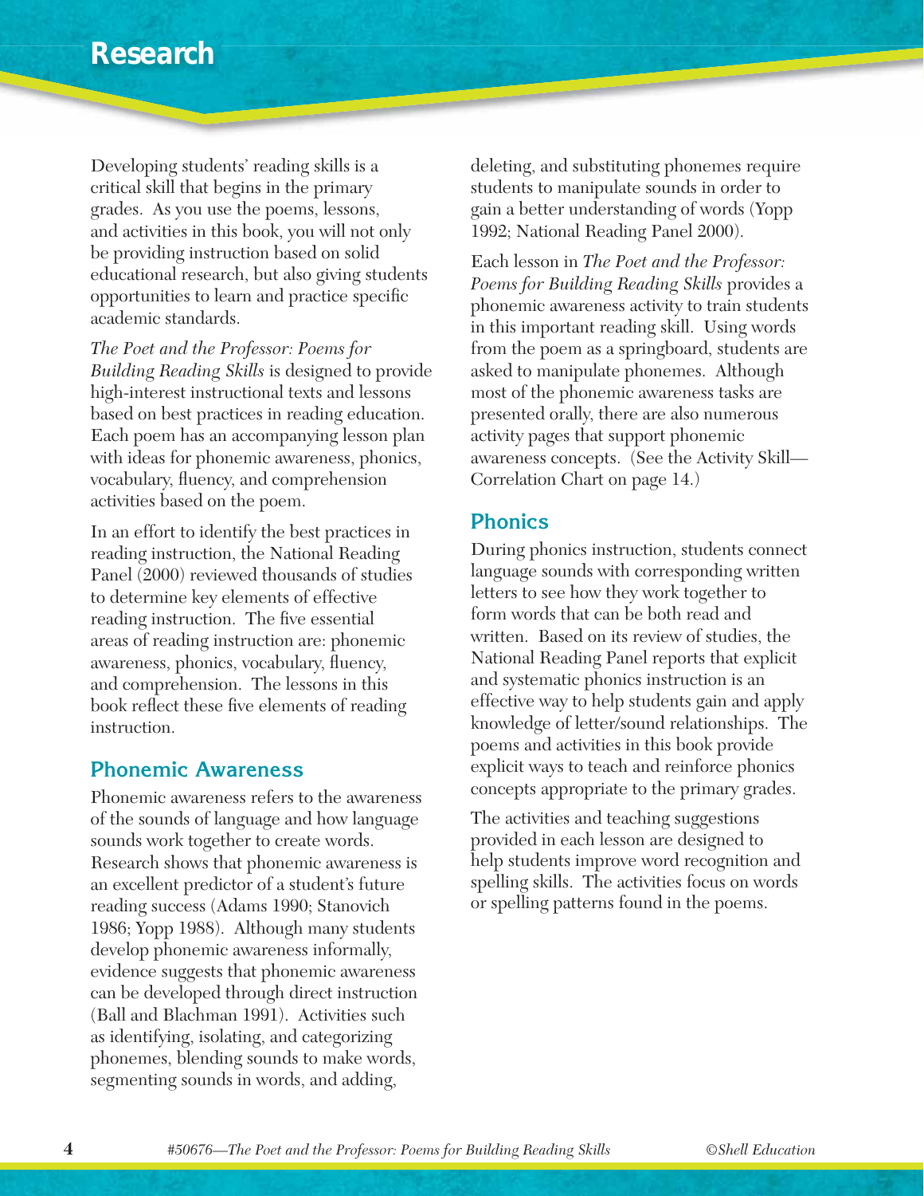# Research

Developing students' reading skills is a critical skill that begins in the primary grades. As you use the poems, lessons, and activities in this book, you will not only be providing instruction based on solid educational research, but also giving students opportunities to learn and practice specific academic standards.

*The Poet and the Professor: Poems for Building Reading Skills* is designed to provide high-interest instructional texts and lessons based on best practices in reading education. Each poem has an accompanying lesson plan with ideas for phonemic awareness, phonics, vocabulary, fluency, and comprehension activities based on the poem.

In an effort to identify the best practices in reading instruction, the National Reading Panel (2000) reviewed thousands of studies to determine key elements of effective reading instruction. The five essential areas of reading instruction are: phonemic awareness, phonics, vocabulary, fluency, and comprehension. The lessons in this book reflect these five elements of reading instruction.

## Phonemic Awareness

Phonemic awareness refers to the awareness of the sounds of language and how language sounds work together to create words. Research shows that phonemic awareness is an excellent predictor of a student's future reading success (Adams 1990; Stanovich 1986; Yopp 1988). Although many students develop phonemic awareness informally, evidence suggests that phonemic awareness can be developed through direct instruction (Ball and Blachman 1991). Activities such as identifying, isolating, and categorizing phonemes, blending sounds to make words, segmenting sounds in words, and adding, deleting, and substituting phonemes require students to manipulate sounds in order to gain a better understanding of words (Yopp 1992; National Reading Panel 2000).

Each lesson in *The Poet and the Professor: Poems for Building Reading Skills* provides a phonemic awareness activity to train students in this important reading skill. Using words from the poem as a springboard, students are asked to manipulate phonemes. Although most of the phonemic awareness tasks are presented orally, there are also numerous activity pages that support phonemic awareness concepts. (See the Activity Skill—Correlation Chart on page 14.)

## Phonics

During phonics instruction, students connect language sounds with corresponding written letters to see how they work together to form words that can be both read and written. Based on its review of studies, the National Reading Panel reports that explicit and systematic phonics instruction is an effective way to help students gain and apply knowledge of letter/sound relationships. The poems and activities in this book provide explicit ways to teach and reinforce phonics concepts appropriate to the primary grades.

The activities and teaching suggestions provided in each lesson are designed to help students improve word recognition and spelling skills. The activities focus on words or spelling patterns found in the poems.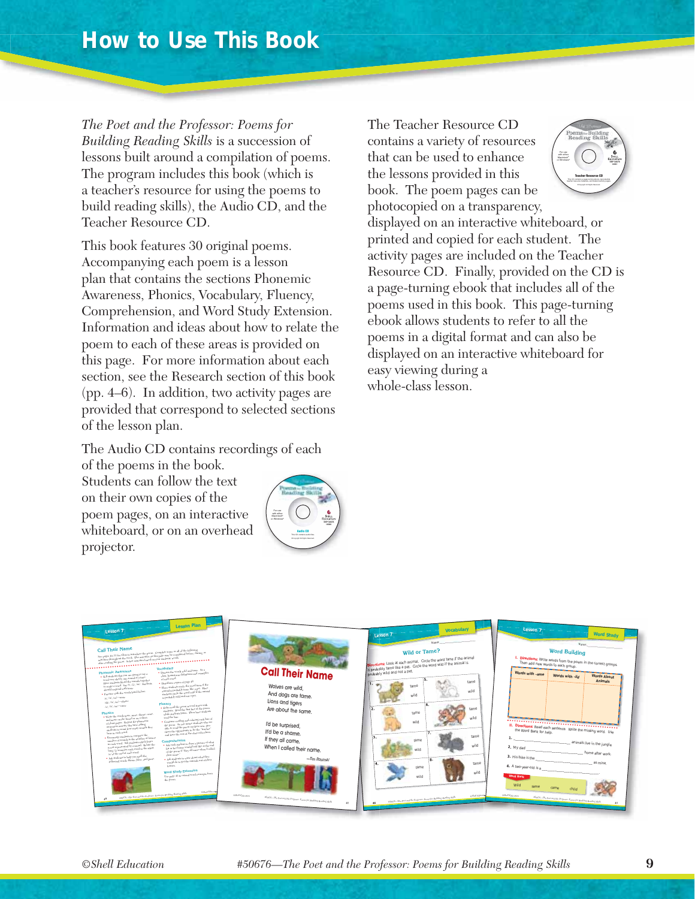# How to Use This Book

*The Poet and the Professor: Poems for Building Reading Skills* is a succession of lessons built around a compilation of poems. The program includes this book (which is a teacher's resource for using the poems to build reading skills), the Audio CD, and the Teacher Resource CD.

This book features 30 original poems. Accompanying each poem is a lesson plan that contains the sections Phonemic Awareness, Phonics, Vocabulary, Fluency, Comprehension, and Word Study Extension. Information and ideas about how to relate the poem to each of these areas is provided on this page. For more information about each section, see the Research section of this book (pp. 4–6). In addition, two activity pages are provided that correspond to selected sections of the lesson plan.

The Audio CD contains recordings of each of the poems in the book. Students can follow the text on their own copies of the poem pages, on an interactive whiteboard, or on an overhead projector.

The Teacher Resource CD contains a variety of resources that can be used to enhance the lessons provided in this book. The poem pages can be photocopied on a transparency, displayed on an interactive whiteboard, or printed and copied for each student. The activity pages are included on the Teacher Resource CD. Finally, provided on the CD is a page-turning ebook that includes all of the poems used in this book. This page-turning ebook allows students to refer to all the poems in a digital format and can also be displayed on an interactive whiteboard for easy viewing during a whole-class lesson.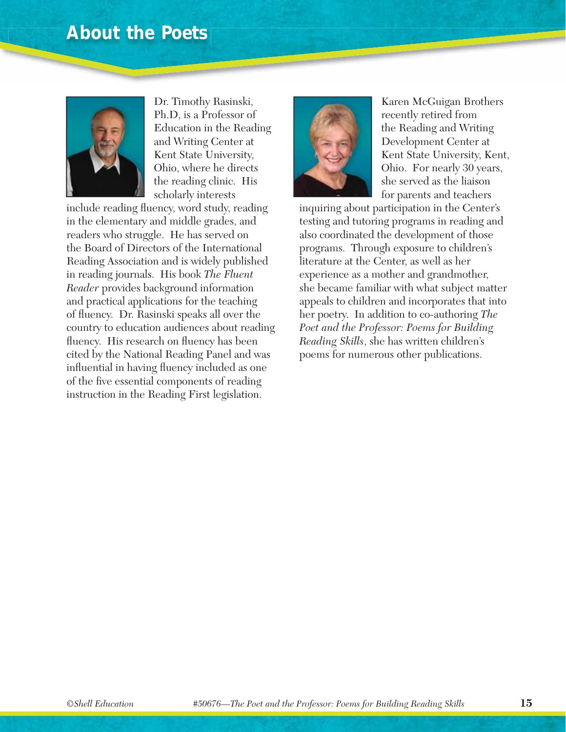# About the Poets

Dr. Timothy Rasinski, Ph.D, is a Professor of Education in the Reading and Writing Center at Kent State University, Ohio, where he directs the reading clinic. His scholarly interests include reading fluency, word study, reading in the elementary and middle grades, and readers who struggle. He has served on the Board of Directors of the International Reading Association and is widely published in reading journals. His book *The Fluent Reader* provides background information and practical applications for the teaching of fluency. Dr. Rasinski speaks all over the country to education audiences about reading fluency. His research on fluency has been cited by the National Reading Panel and was influential in having fluency included as one of the five essential components of reading instruction in the Reading First legislation.

Karen McGuigan Brothers recently retired from the Reading and Writing Development Center at Kent State University, Kent, Ohio. For nearly 30 years, she served as the liaison for parents and teachers inquiring about participation in the Center's testing and tutoring programs in reading and also coordinated the development of those programs. Through exposure to children's literature at the Center, as well as her experience as a mother and grandmother, she became familiar with what subject matter appeals to children and incorporates that into her poetry. In addition to co-authoring *The Poet and the Professor: Poems for Building Reading Skills*, she has written children's poems for numerous other publications.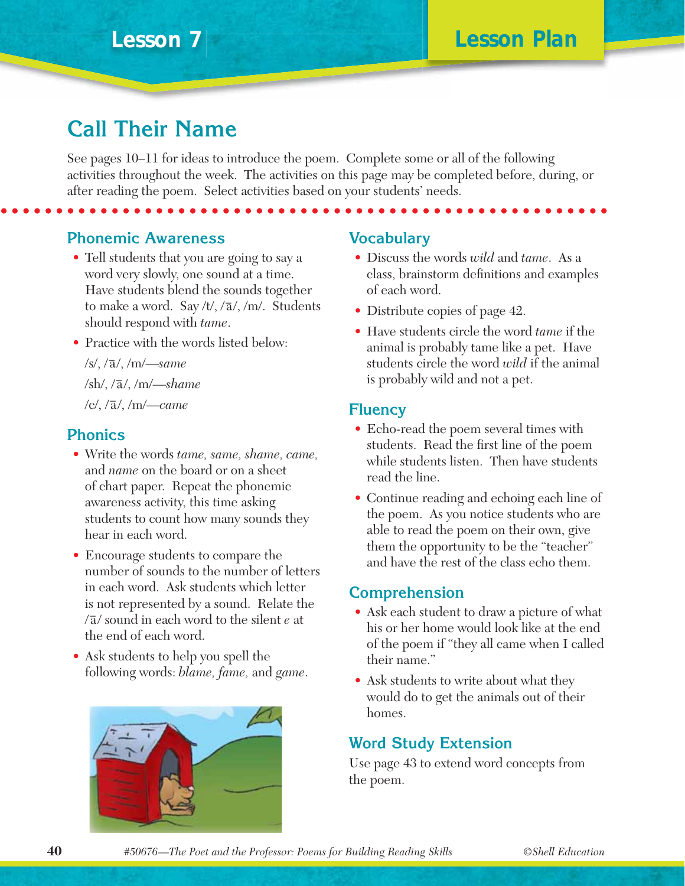Lesson 7 | Lesson Plan

# Call Their Name

See pages 10–11 for ideas to introduce the poem. Complete some or all of the following activities throughout the week. The activities on this page may be completed before, during, or after reading the poem. Select activities based on your students' needs.

## Phonemic Awareness

- Tell students that you are going to say a word very slowly, one sound at a time. Have students blend the sounds together to make a word. Say /t/, /ā/, /m/. Students should respond with *tame*.
- Practice with the words listed below:

  /s/, /ā/, /m/—*same*

  /sh/, /ā/, /m/—*shame*

  /c/, /ā/, /m/—*came*

## Phonics

- Write the words *tame, same, shame, came,* and *name* on the board or on a sheet of chart paper. Repeat the phonemic awareness activity, this time asking students to count how many sounds they hear in each word.
- Encourage students to compare the number of sounds to the number of letters in each word. Ask students which letter is not represented by a sound. Relate the /ā/ sound in each word to the silent *e* at the end of each word.
- Ask students to help you spell the following words: *blame, fame,* and *game*.

## Vocabulary

- Discuss the words *wild* and *tame*. As a class, brainstorm definitions and examples of each word.
- Distribute copies of page 42.
- Have students circle the word *tame* if the animal is probably tame like a pet. Have students circle the word *wild* if the animal is probably wild and not a pet.

## Fluency

- Echo-read the poem several times with students. Read the first line of the poem while students listen. Then have students read the line.
- Continue reading and echoing each line of the poem. As you notice students who are able to read the poem on their own, give them the opportunity to be the "teacher" and have the rest of the class echo them.

## Comprehension

- Ask each student to draw a picture of what his or her home would look like at the end of the poem if "they all came when I called their name."
- Ask students to write about what they would do to get the animals out of their homes.

## Word Study Extension

Use page 43 to extend word concepts from the poem.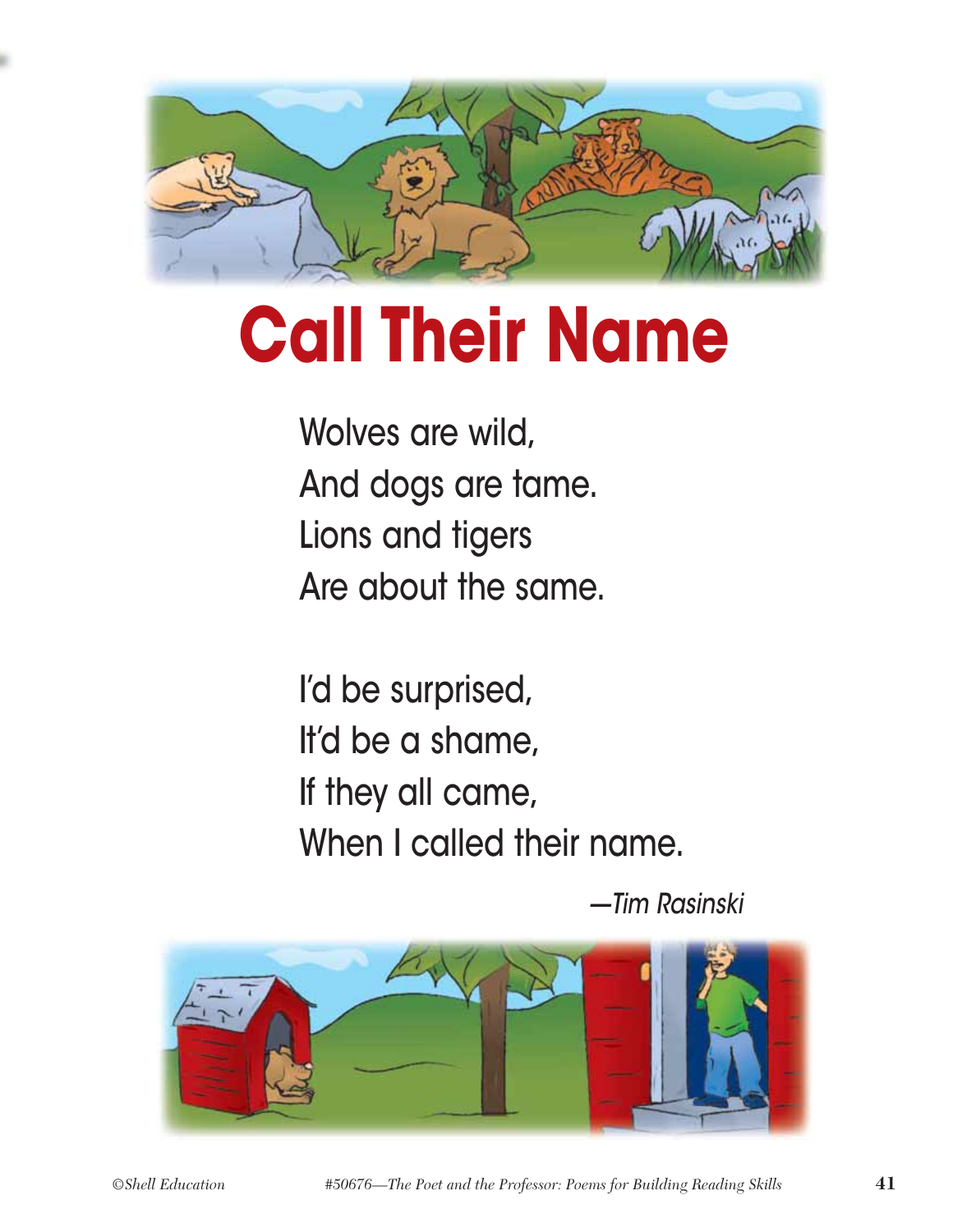# Call Their Name

Wolves are wild,
And dogs are tame.
Lions and tigers
Are about the same.

I'd be surprised,
It'd be a shame,
If they all came,
When I called their name.

*—Tim Rasinski*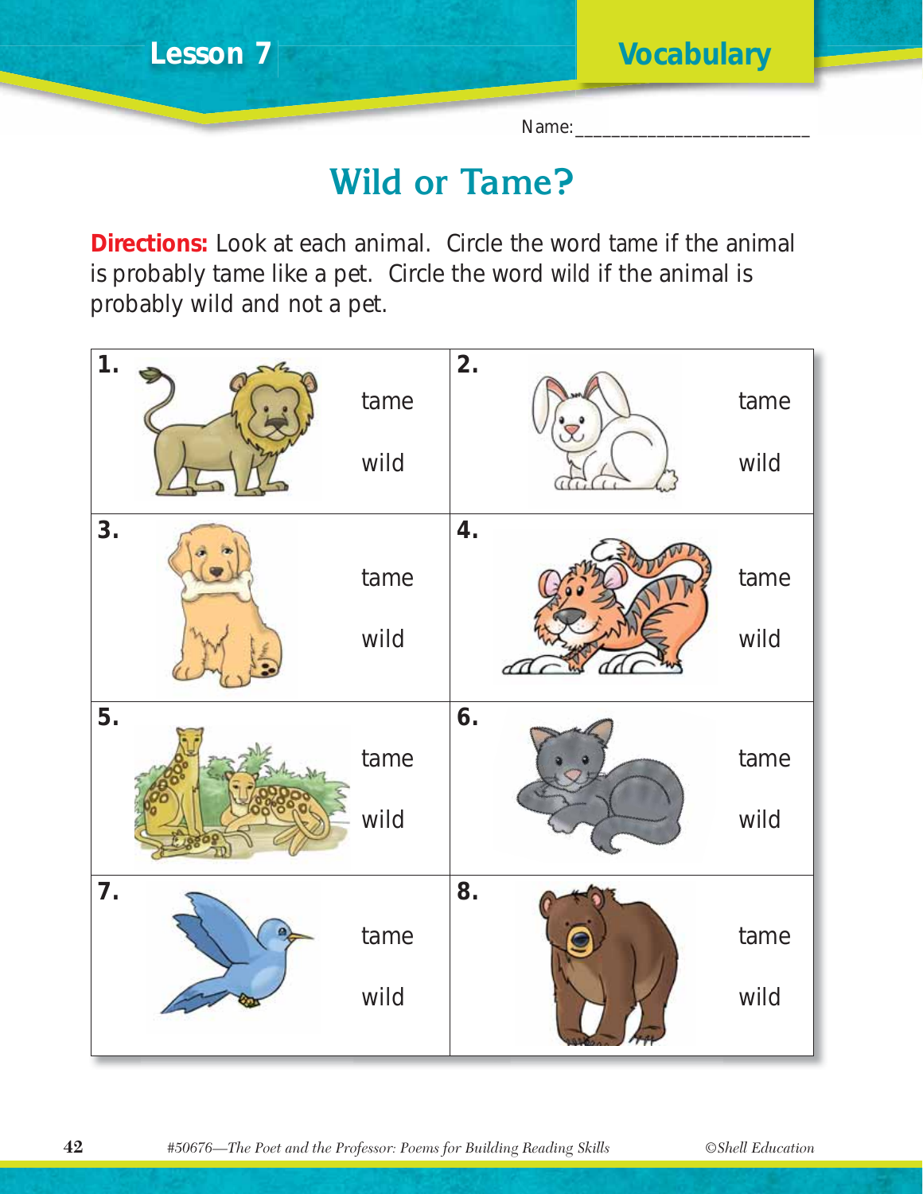Lesson 7 — Vocabulary

Name:________________________

# Wild or Tame?

**Directions:** Look at each animal. Circle the word tame if the animal is probably tame like a pet. Circle the word wild if the animal is probably wild and not a pet.

| | | | |
|---|---|---|---|
| **1.** | tame<br>wild | **2.** | tame<br>wild |
| **3.** | tame<br>wild | **4.** | tame<br>wild |
| **5.** | tame<br>wild | **6.** | tame<br>wild |
| **7.** | tame<br>wild | **8.** | tame<br>wild |

*#50676—The Poet and the Professor: Poems for Building Reading Skills* ©Shell Education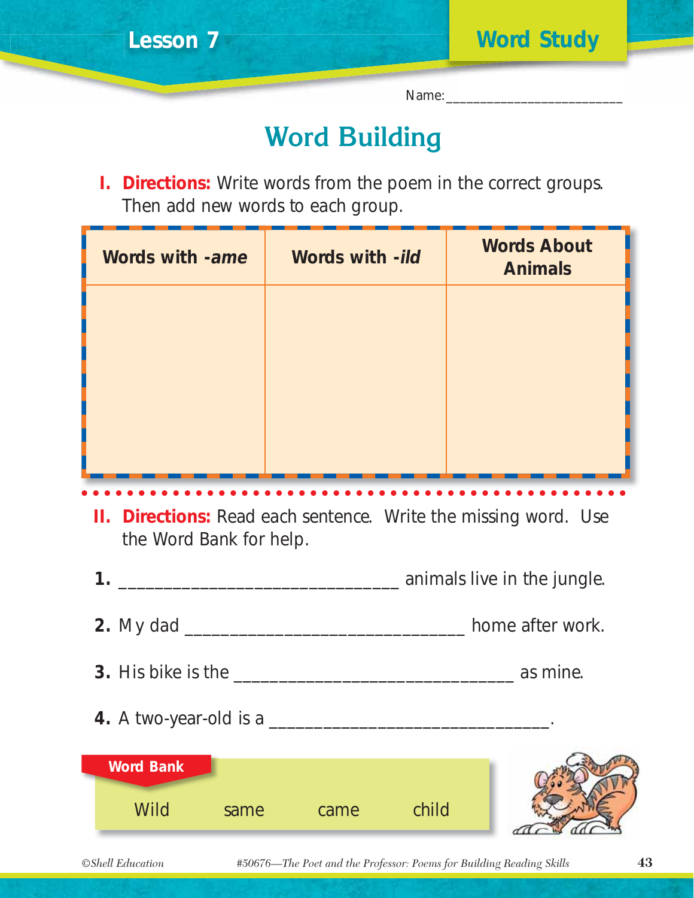Lesson 7

Word Study

Name:\_\_\_\_\_\_\_\_\_\_\_\_\_\_\_\_\_\_\_\_\_\_\_\_\_\_

# Word Building

**I. Directions:** Write words from the poem in the correct groups. Then add new words to each group.

| Words with *-ame* | Words with *-ild* | Words About Animals |
|---|---|---|
| | | |

**II. Directions:** Read each sentence. Write the missing word. Use the Word Bank for help.

1. \_\_\_\_\_\_\_\_\_\_\_\_\_\_\_\_\_\_\_\_\_\_\_\_\_\_\_\_\_\_ animals live in the jungle.

2. My dad \_\_\_\_\_\_\_\_\_\_\_\_\_\_\_\_\_\_\_\_\_\_\_\_\_\_\_\_\_\_ home after work.

3. His bike is the \_\_\_\_\_\_\_\_\_\_\_\_\_\_\_\_\_\_\_\_\_\_\_\_\_\_\_\_\_\_ as mine.

4. A two-year-old is a \_\_\_\_\_\_\_\_\_\_\_\_\_\_\_\_\_\_\_\_\_\_\_\_\_\_\_\_\_\_.

**Word Bank**

Wild    same    came    child